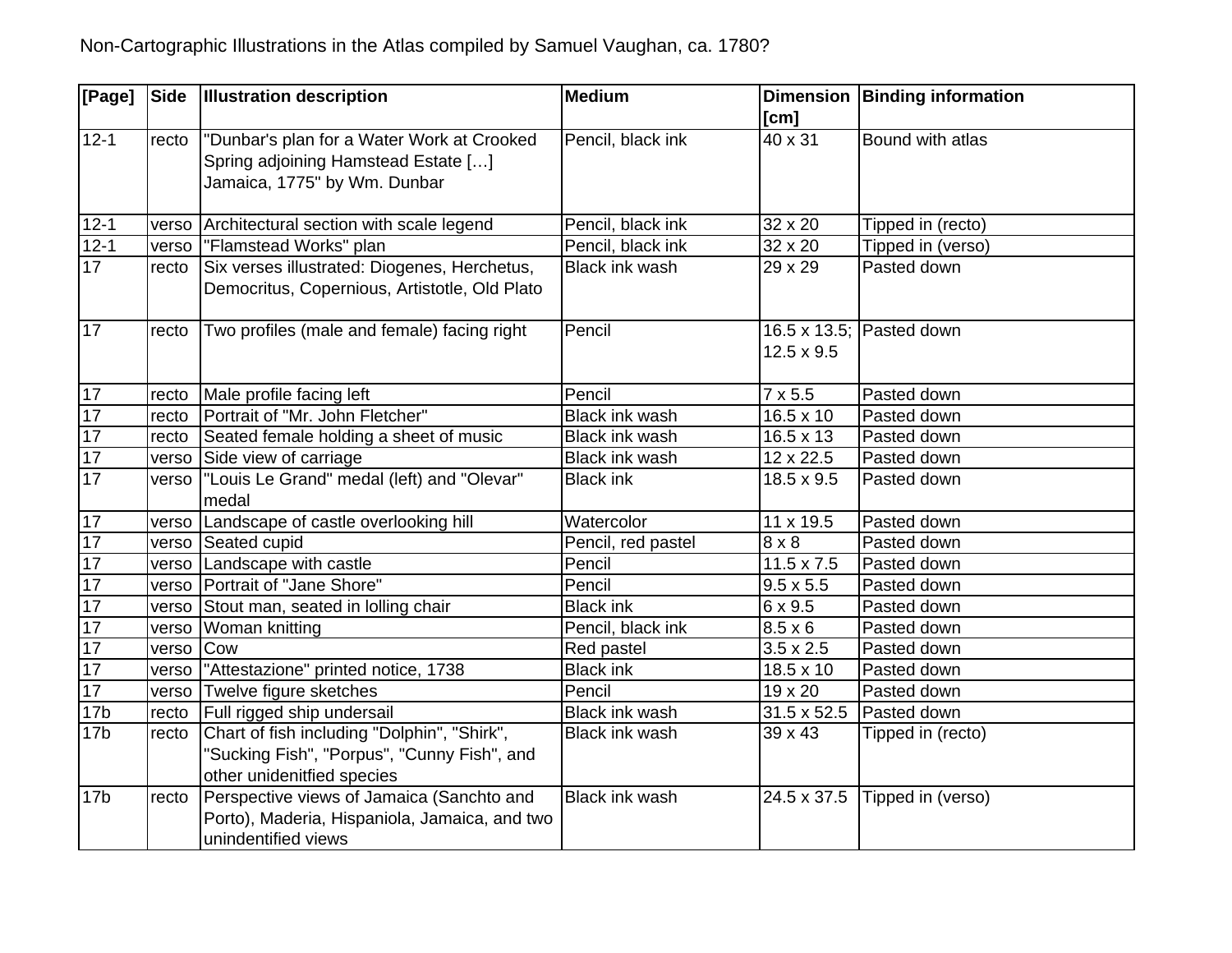Non-Cartographic Illustrations in the Atlas compiled by Samuel Vaughan, ca. 1780?

| [Page] | Side | Illustration description | Medium | Dimension [cm] | Binding information |
|---|---|---|---|---|---|
| 12-1 | recto | "Dunbar's plan for a Water Work at Crooked Spring adjoining Hamstead Estate […] Jamaica, 1775" by Wm. Dunbar | Pencil, black ink | 40 x 31 | Bound with atlas |
| 12-1 | verso | Architectural section with scale legend | Pencil, black ink | 32 x 20 | Tipped in (recto) |
| 12-1 | verso | "Flamstead Works" plan | Pencil, black ink | 32 x 20 | Tipped in (verso) |
| 17 | recto | Six verses illustrated: Diogenes, Herchetus, Democritus, Copernious, Artistotle, Old Plato | Black ink wash | 29 x 29 | Pasted down |
| 17 | recto | Two profiles (male and female) facing right | Pencil | 16.5 x 13.5; 12.5 x 9.5 | Pasted down |
| 17 | recto | Male profile facing left | Pencil | 7 x 5.5 | Pasted down |
| 17 | recto | Portrait of "Mr. John Fletcher" | Black ink wash | 16.5 x 10 | Pasted down |
| 17 | recto | Seated female holding a sheet of music | Black ink wash | 16.5 x 13 | Pasted down |
| 17 | verso | Side view of carriage | Black ink wash | 12 x 22.5 | Pasted down |
| 17 | verso | "Louis Le Grand" medal (left) and "Olevar" medal | Black ink | 18.5 x 9.5 | Pasted down |
| 17 | verso | Landscape of castle overlooking hill | Watercolor | 11 x 19.5 | Pasted down |
| 17 | verso | Seated cupid | Pencil, red pastel | 8 x 8 | Pasted down |
| 17 | verso | Landscape with castle | Pencil | 11.5 x 7.5 | Pasted down |
| 17 | verso | Portrait of "Jane Shore" | Pencil | 9.5 x 5.5 | Pasted down |
| 17 | verso | Stout man, seated in lolling chair | Black ink | 6 x 9.5 | Pasted down |
| 17 | verso | Woman knitting | Pencil, black ink | 8.5 x 6 | Pasted down |
| 17 | verso | Cow | Red pastel | 3.5 x 2.5 | Pasted down |
| 17 | verso | "Attestazione" printed notice, 1738 | Black ink | 18.5 x 10 | Pasted down |
| 17 | verso | Twelve figure sketches | Pencil | 19 x 20 | Pasted down |
| 17b | recto | Full rigged ship undersail | Black ink wash | 31.5 x 52.5 | Pasted down |
| 17b | recto | Chart of fish including "Dolphin", "Shirk", "Sucking Fish", "Porpus", "Cunny Fish", and other unidenitfied species | Black ink wash | 39 x 43 | Tipped in (recto) |
| 17b | recto | Perspective views of Jamaica (Sanchto and Porto), Maderia, Hispaniola, Jamaica, and two unindentified views | Black ink wash | 24.5 x 37.5 | Tipped in (verso) |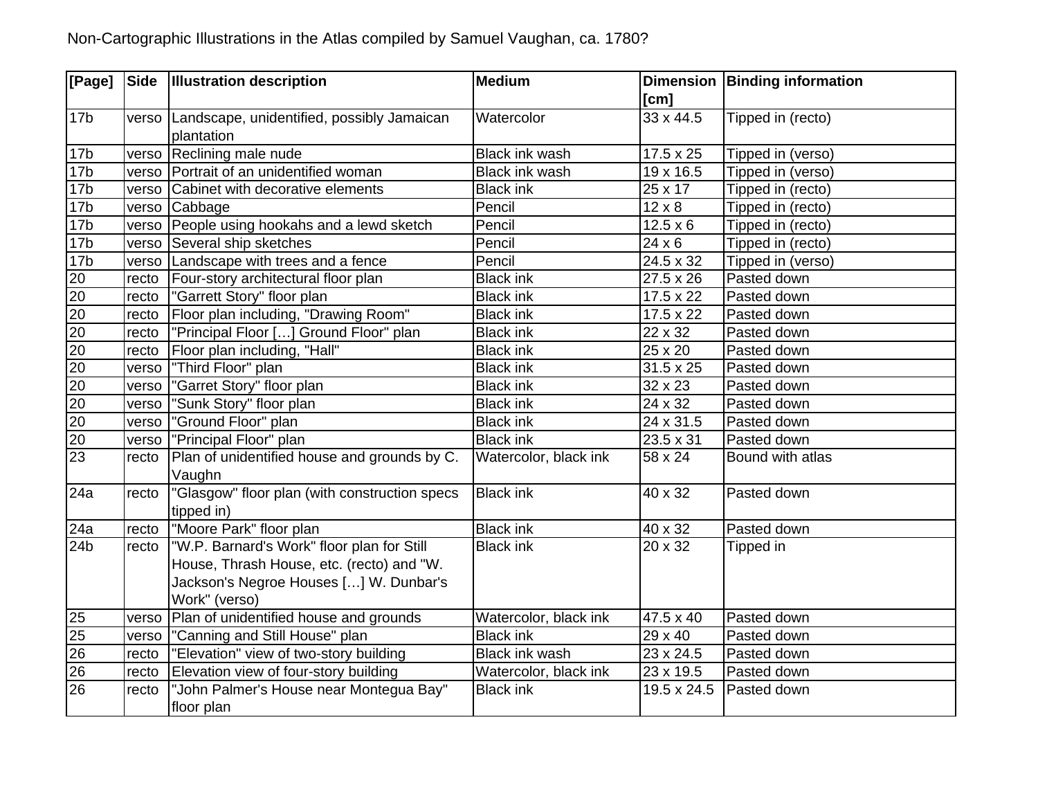Non-Cartographic Illustrations in the Atlas compiled by Samuel Vaughan, ca. 1780?

| [Page] | Side | Illustration description | Medium | Dimension [cm] | Binding information |
|---|---|---|---|---|---|
| 17b | verso | Landscape, unidentified, possibly Jamaican plantation | Watercolor | 33 x 44.5 | Tipped in (recto) |
| 17b | verso | Reclining male nude | Black ink wash | 17.5 x 25 | Tipped in (verso) |
| 17b | verso | Portrait of an unidentified woman | Black ink wash | 19 x 16.5 | Tipped in (verso) |
| 17b | verso | Cabinet with decorative elements | Black ink | 25 x 17 | Tipped in (recto) |
| 17b | verso | Cabbage | Pencil | 12 x 8 | Tipped in (recto) |
| 17b | verso | People using hookahs and a lewd sketch | Pencil | 12.5 x 6 | Tipped in (recto) |
| 17b | verso | Several ship sketches | Pencil | 24 x 6 | Tipped in (recto) |
| 17b | verso | Landscape with trees and a fence | Pencil | 24.5 x 32 | Tipped in (verso) |
| 20 | recto | Four-story architectural floor plan | Black ink | 27.5 x 26 | Pasted down |
| 20 | recto | "Garrett Story" floor plan | Black ink | 17.5 x 22 | Pasted down |
| 20 | recto | Floor plan including, "Drawing Room" | Black ink | 17.5 x 22 | Pasted down |
| 20 | recto | "Principal Floor […] Ground Floor" plan | Black ink | 22 x 32 | Pasted down |
| 20 | recto | Floor plan including, "Hall" | Black ink | 25 x 20 | Pasted down |
| 20 | verso | "Third Floor" plan | Black ink | 31.5 x 25 | Pasted down |
| 20 | verso | "Garret Story" floor plan | Black ink | 32 x 23 | Pasted down |
| 20 | verso | "Sunk Story" floor plan | Black ink | 24 x 32 | Pasted down |
| 20 | verso | "Ground Floor" plan | Black ink | 24 x 31.5 | Pasted down |
| 20 | verso | "Principal Floor" plan | Black ink | 23.5 x 31 | Pasted down |
| 23 | recto | Plan of unidentified house and grounds by C. Vaughn | Watercolor, black ink | 58 x 24 | Bound with atlas |
| 24a | recto | "Glasgow" floor plan (with construction specs tipped in) | Black ink | 40 x 32 | Pasted down |
| 24a | recto | "Moore Park" floor plan | Black ink | 40 x 32 | Pasted down |
| 24b | recto | "W.P. Barnard's Work" floor plan for Still House, Thrash House, etc. (recto) and "W. Jackson's Negroe Houses […] W. Dunbar's Work" (verso) | Black ink | 20 x 32 | Tipped in |
| 25 | verso | Plan of unidentified house and grounds | Watercolor, black ink | 47.5 x 40 | Pasted down |
| 25 | verso | "Canning and Still House" plan | Black ink | 29 x 40 | Pasted down |
| 26 | recto | "Elevation" view of two-story building | Black ink wash | 23 x 24.5 | Pasted down |
| 26 | recto | Elevation view of four-story building | Watercolor, black ink | 23 x 19.5 | Pasted down |
| 26 | recto | "John Palmer's House near Montegua Bay" floor plan | Black ink | 19.5 x 24.5 | Pasted down |